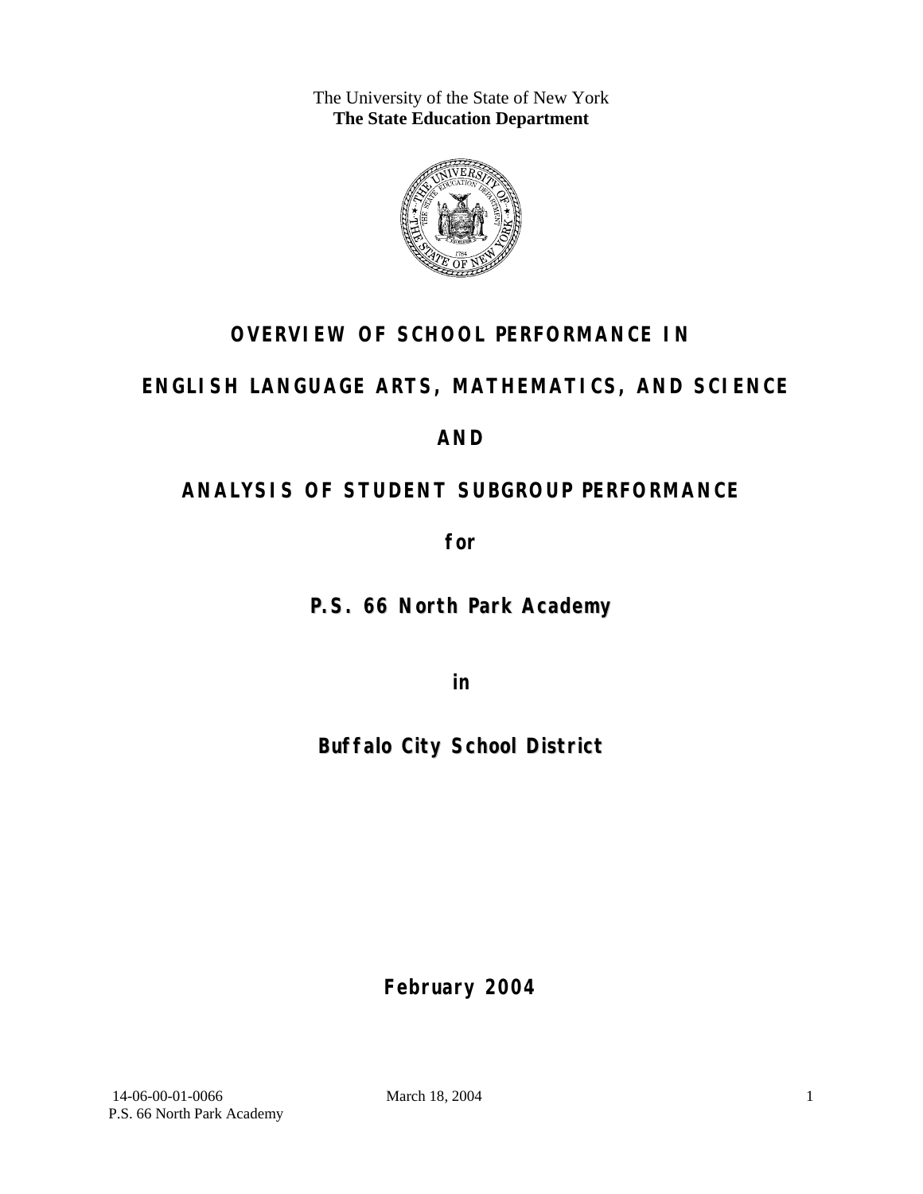The University of the State of New York
**The State Education Department**

# OVERVIEW OF SCHOOL PERFORMANCE IN

# ENGLISH LANGUAGE ARTS, MATHEMATICS, AND SCIENCE

# AND

# ANALYSIS OF STUDENT SUBGROUP PERFORMANCE

**for**

## P.S. 66 North Park Academy

**in**

## Buffalo City School District

**February 2004**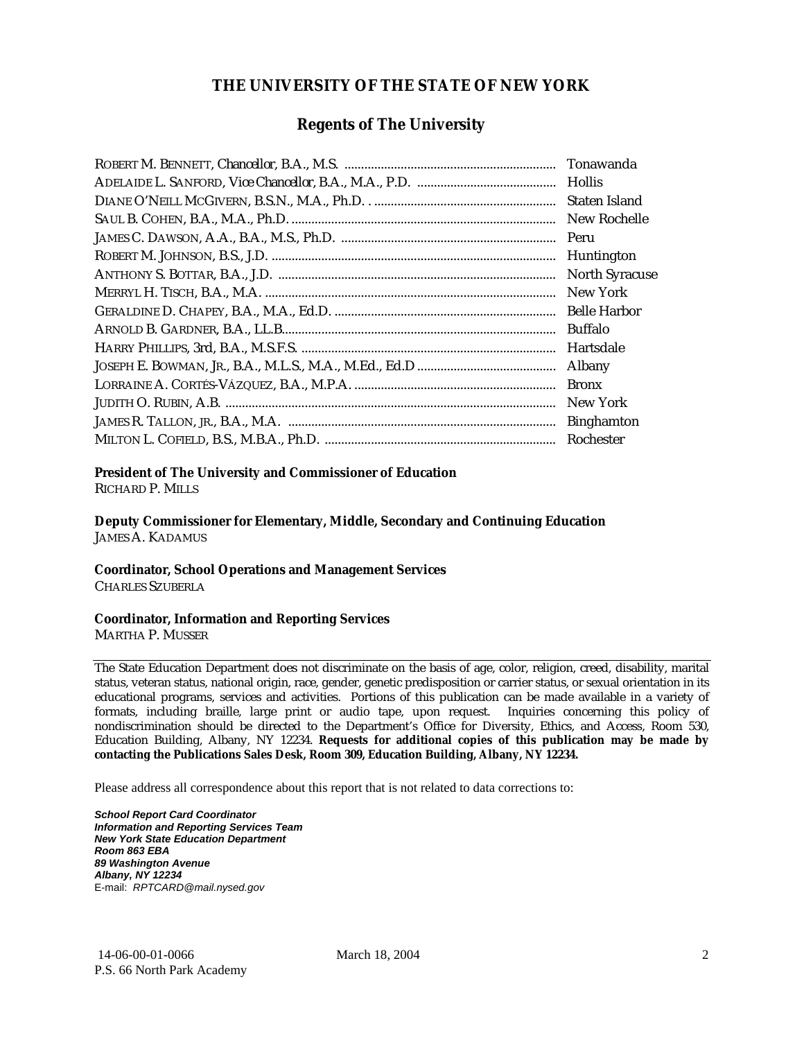# THE UNIVERSITY OF THE STATE OF NEW YORK

## Regents of The University

| | |
|---|---|
| ROBERT M. BENNETT, *Chancellor*, B.A., M.S. | Tonawanda |
| ADELAIDE L. SANFORD, *Vice Chancellor*, B.A., M.A., P.D. | Hollis |
| DIANE O'NEILL MCGIVERN, B.S.N., M.A., Ph.D. | Staten Island |
| SAUL B. COHEN, B.A., M.A., Ph.D. | New Rochelle |
| JAMES C. DAWSON, A.A., B.A., M.S., Ph.D. | Peru |
| ROBERT M. JOHNSON, B.S., J.D. | Huntington |
| ANTHONY S. BOTTAR, B.A., J.D. | North Syracuse |
| MERRYL H. TISCH, B.A., M.A. | New York |
| GERALDINE D. CHAPEY, B.A., M.A., Ed.D. | Belle Harbor |
| ARNOLD B. GARDNER, B.A., LL.B. | Buffalo |
| HARRY PHILLIPS, 3rd, B.A., M.S.F.S. | Hartsdale |
| JOSEPH E. BOWMAN, JR., B.A., M.L.S., M.A., M.Ed., Ed.D | Albany |
| LORRAINE A. CORTÉS-VÁZQUEZ, B.A., M.P.A. | Bronx |
| JUDITH O. RUBIN, A.B. | New York |
| JAMES R. TALLON, JR., B.A., M.A. | Binghamton |
| MILTON L. COFIELD, B.S., M.B.A., Ph.D. | Rochester |

**President of The University and Commissioner of Education**
RICHARD P. MILLS

**Deputy Commissioner for Elementary, Middle, Secondary and Continuing Education**
JAMES A. KADAMUS

**Coordinator, School Operations and Management Services**
CHARLES SZUBERLA

**Coordinator, Information and Reporting Services**
MARTHA P. MUSSER

---

The State Education Department does not discriminate on the basis of age, color, religion, creed, disability, marital status, veteran status, national origin, race, gender, genetic predisposition or carrier status, or sexual orientation in its educational programs, services and activities. Portions of this publication can be made available in a variety of formats, including braille, large print or audio tape, upon request. Inquiries concerning this policy of nondiscrimination should be directed to the Department's Office for Diversity, Ethics, and Access, Room 530, Education Building, Albany, NY 12234. **Requests for additional copies of this publication may be made by contacting the Publications Sales Desk, Room 309, Education Building, Albany, NY 12234.**

Please address all correspondence about this report that is not related to data corrections to:

***School Report Card Coordinator***
***Information and Reporting Services Team***
***New York State Education Department***
***Room 863 EBA***
***89 Washington Avenue***
***Albany, NY 12234***
E-mail: *RPTCARD@mail.nysed.gov*

14-06-00-01-0066 March 18, 2004
P.S. 66 North Park Academy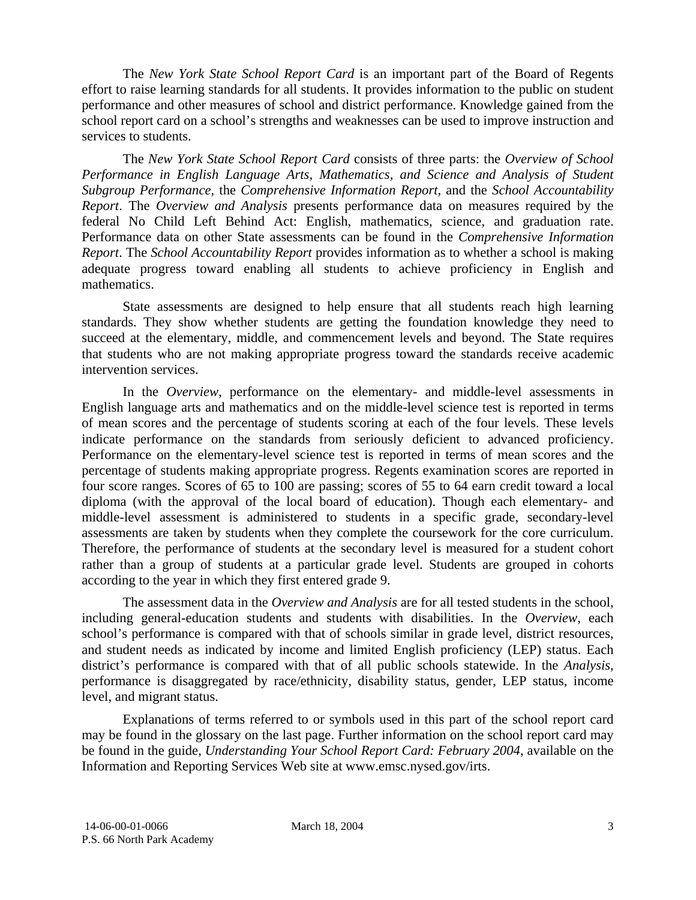The *New York State School Report Card* is an important part of the Board of Regents effort to raise learning standards for all students. It provides information to the public on student performance and other measures of school and district performance. Knowledge gained from the school report card on a school's strengths and weaknesses can be used to improve instruction and services to students.

The *New York State School Report Card* consists of three parts: the *Overview of School Performance in English Language Arts, Mathematics, and Science and Analysis of Student Subgroup Performance,* the *Comprehensive Information Report,* and the *School Accountability Report*. The *Overview and Analysis* presents performance data on measures required by the federal No Child Left Behind Act: English, mathematics, science, and graduation rate. Performance data on other State assessments can be found in the *Comprehensive Information Report*. The *School Accountability Report* provides information as to whether a school is making adequate progress toward enabling all students to achieve proficiency in English and mathematics.

State assessments are designed to help ensure that all students reach high learning standards. They show whether students are getting the foundation knowledge they need to succeed at the elementary, middle, and commencement levels and beyond. The State requires that students who are not making appropriate progress toward the standards receive academic intervention services.

In the *Overview*, performance on the elementary- and middle-level assessments in English language arts and mathematics and on the middle-level science test is reported in terms of mean scores and the percentage of students scoring at each of the four levels. These levels indicate performance on the standards from seriously deficient to advanced proficiency. Performance on the elementary-level science test is reported in terms of mean scores and the percentage of students making appropriate progress. Regents examination scores are reported in four score ranges. Scores of 65 to 100 are passing; scores of 55 to 64 earn credit toward a local diploma (with the approval of the local board of education). Though each elementary- and middle-level assessment is administered to students in a specific grade, secondary-level assessments are taken by students when they complete the coursework for the core curriculum. Therefore, the performance of students at the secondary level is measured for a student cohort rather than a group of students at a particular grade level. Students are grouped in cohorts according to the year in which they first entered grade 9.

The assessment data in the *Overview and Analysis* are for all tested students in the school, including general-education students and students with disabilities. In the *Overview*, each school's performance is compared with that of schools similar in grade level, district resources, and student needs as indicated by income and limited English proficiency (LEP) status. Each district's performance is compared with that of all public schools statewide. In the *Analysis*, performance is disaggregated by race/ethnicity, disability status, gender, LEP status, income level, and migrant status.

Explanations of terms referred to or symbols used in this part of the school report card may be found in the glossary on the last page. Further information on the school report card may be found in the guide, *Understanding Your School Report Card: February 2004*, available on the Information and Reporting Services Web site at www.emsc.nysed.gov/irts.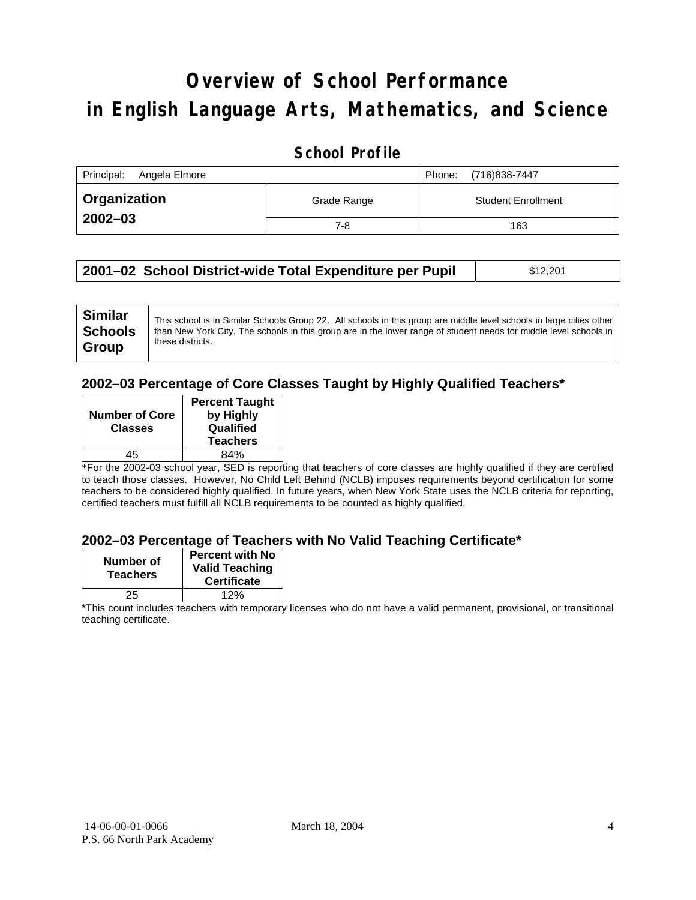# Overview of School Performance in English Language Arts, Mathematics, and Science

## School Profile

| Principal: Angela Elmore | | Phone: (716)838-7447 |
|---|---|---|
| **Organization 2002–03** | Grade Range | Student Enrollment |
| | 7-8 | 163 |

| **2001–02 School District-wide Total Expenditure per Pupil** | $12,201 |
|---|---|

| **Similar Schools Group** | This school is in Similar Schools Group 22. All schools in this group are middle level schools in large cities other than New York City. The schools in this group are in the lower range of student needs for middle level schools in these districts. |
|---|---|

### 2002–03 Percentage of Core Classes Taught by Highly Qualified Teachers*

| Number of Core Classes | Percent Taught by Highly Qualified Teachers |
|---|---|
| 45 | 84% |

*For the 2002-03 school year, SED is reporting that teachers of core classes are highly qualified if they are certified to teach those classes. However, No Child Left Behind (NCLB) imposes requirements beyond certification for some teachers to be considered highly qualified. In future years, when New York State uses the NCLB criteria for reporting, certified teachers must fulfill all NCLB requirements to be counted as highly qualified.

### 2002–03 Percentage of Teachers with No Valid Teaching Certificate*

| Number of Teachers | Percent with No Valid Teaching Certificate |
|---|---|
| 25 | 12% |

*This count includes teachers with temporary licenses who do not have a valid permanent, provisional, or transitional teaching certificate.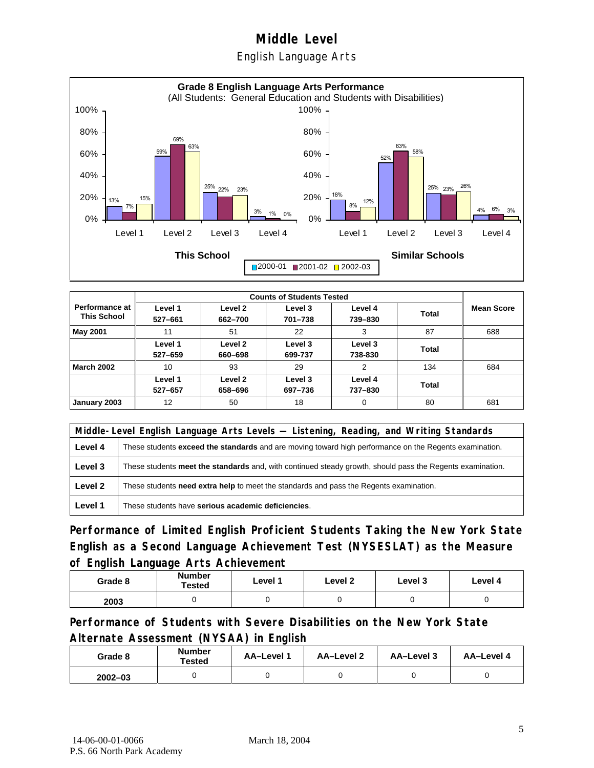# Middle Level

## English Language Arts

**Grade 8 English Language Arts Performance**
(All Students: General Education and Students with Disabilities)

| | This School 2000-01 | This School 2001-02 | This School 2002-03 | Similar Schools 2000-01 | Similar Schools 2001-02 | Similar Schools 2002-03 |
|---|---|---|---|---|---|---|
| Level 1 | 13% | 7% | 15% | 18% | 8% | 12% |
| Level 2 | 59% | 69% | 63% | 52% | 63% | 58% |
| Level 3 | 25% | 22% | 23% | 25% | 23% | 26% |
| Level 4 | 3% | 1% | 0% | 4% | 6% | 3% |

| Performance at This School | Counts of Students Tested | | | | | Mean Score |
|---|---|---|---|---|---|---|
| | Level 1 527–661 | Level 2 662–700 | Level 3 701–738 | Level 4 739–830 | Total | |
| May 2001 | 11 | 51 | 22 | 3 | 87 | 688 |
| | Level 1 527–659 | Level 2 660–698 | Level 3 699-737 | Level 3 738-830 | Total | |
| March 2002 | 10 | 93 | 29 | 2 | 134 | 684 |
| | Level 1 527–657 | Level 2 658–696 | Level 3 697–736 | Level 4 737–830 | Total | |
| January 2003 | 12 | 50 | 18 | 0 | 80 | 681 |

| Middle-Level English Language Arts Levels — Listening, Reading, and Writing Standards | |
|---|---|
| Level 4 | These students **exceed the standards** and are moving toward high performance on the Regents examination. |
| Level 3 | These students **meet the standards** and, with continued steady growth, should pass the Regents examination. |
| Level 2 | These students **need extra help** to meet the standards and pass the Regents examination. |
| Level 1 | These students have **serious academic deficiencies**. |

### Performance of Limited English Proficient Students Taking the New York State English as a Second Language Achievement Test (NYSESLAT) as the Measure of English Language Arts Achievement

| Grade 8 | Number Tested | Level 1 | Level 2 | Level 3 | Level 4 |
|---|---|---|---|---|---|
| 2003 | 0 | 0 | 0 | 0 | 0 |

### Performance of Students with Severe Disabilities on the New York State Alternate Assessment (NYSAA) in English

| Grade 8 | Number Tested | AA–Level 1 | AA–Level 2 | AA–Level 3 | AA–Level 4 |
|---|---|---|---|---|---|
| 2002–03 | 0 | 0 | 0 | 0 | 0 |

14-06-00-01-0066 March 18, 2004
P.S. 66 North Park Academy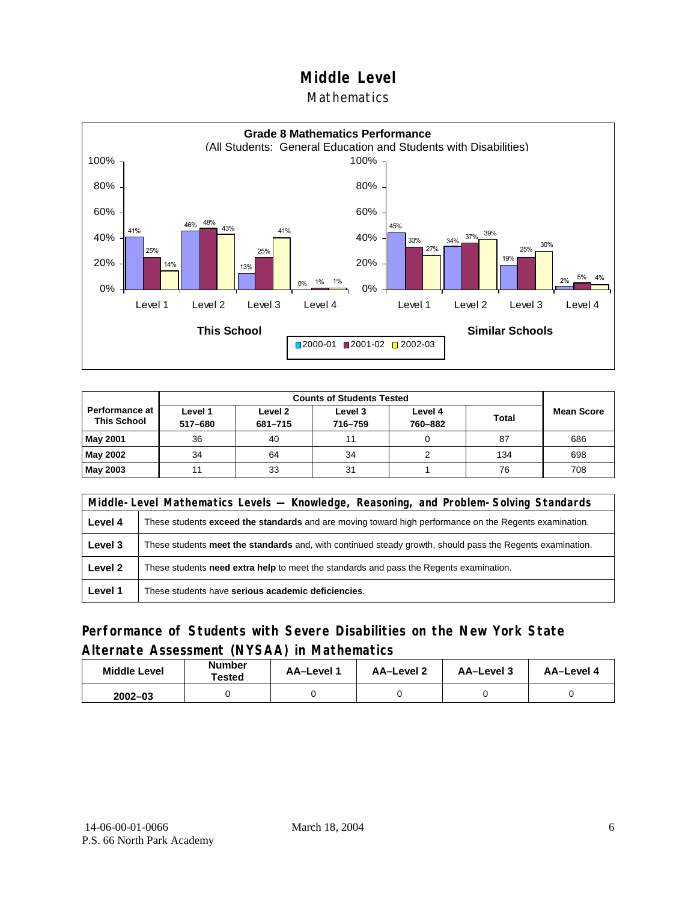# Middle Level

## Mathematics

**Grade 8 Mathematics Performance**
(All Students: General Education and Students with Disabilities)

| | This School 2000-01 | This School 2001-02 | This School 2002-03 | Similar Schools 2000-01 | Similar Schools 2001-02 | Similar Schools 2002-03 |
|---|---|---|---|---|---|---|
| Level 1 | 41% | 25% | 14% | 45% | 33% | 27% |
| Level 2 | 46% | 48% | 43% | 34% | 37% | 39% |
| Level 3 | 13% | 25% | 41% | 19% | 25% | 30% |
| Level 4 | 0% | 1% | 1% | 2% | 5% | 4% |

| Performance at This School | Counts of Students Tested | | | | | Mean Score |
|---|---|---|---|---|---|---|
| | Level 1 517–680 | Level 2 681–715 | Level 3 716–759 | Level 4 760–882 | Total | |
| **May 2001** | 36 | 40 | 11 | 0 | 87 | 686 |
| **May 2002** | 34 | 64 | 34 | 2 | 134 | 698 |
| **May 2003** | 11 | 33 | 31 | 1 | 76 | 708 |

| Middle-Level Mathematics Levels — Knowledge, Reasoning, and Problem-Solving Standards | |
|---|---|
| **Level 4** | These students **exceed the standards** and are moving toward high performance on the Regents examination. |
| **Level 3** | These students **meet the standards** and, with continued steady growth, should pass the Regents examination. |
| **Level 2** | These students **need extra help** to meet the standards and pass the Regents examination. |
| **Level 1** | These students have **serious academic deficiencies**. |

## Performance of Students with Severe Disabilities on the New York State Alternate Assessment (NYSAA) in Mathematics

| Middle Level | Number Tested | AA–Level 1 | AA–Level 2 | AA–Level 3 | AA–Level 4 |
|---|---|---|---|---|---|
| 2002–03 | 0 | 0 | 0 | 0 | 0 |

14-06-00-01-0066
P.S. 66 North Park Academy
March 18, 2004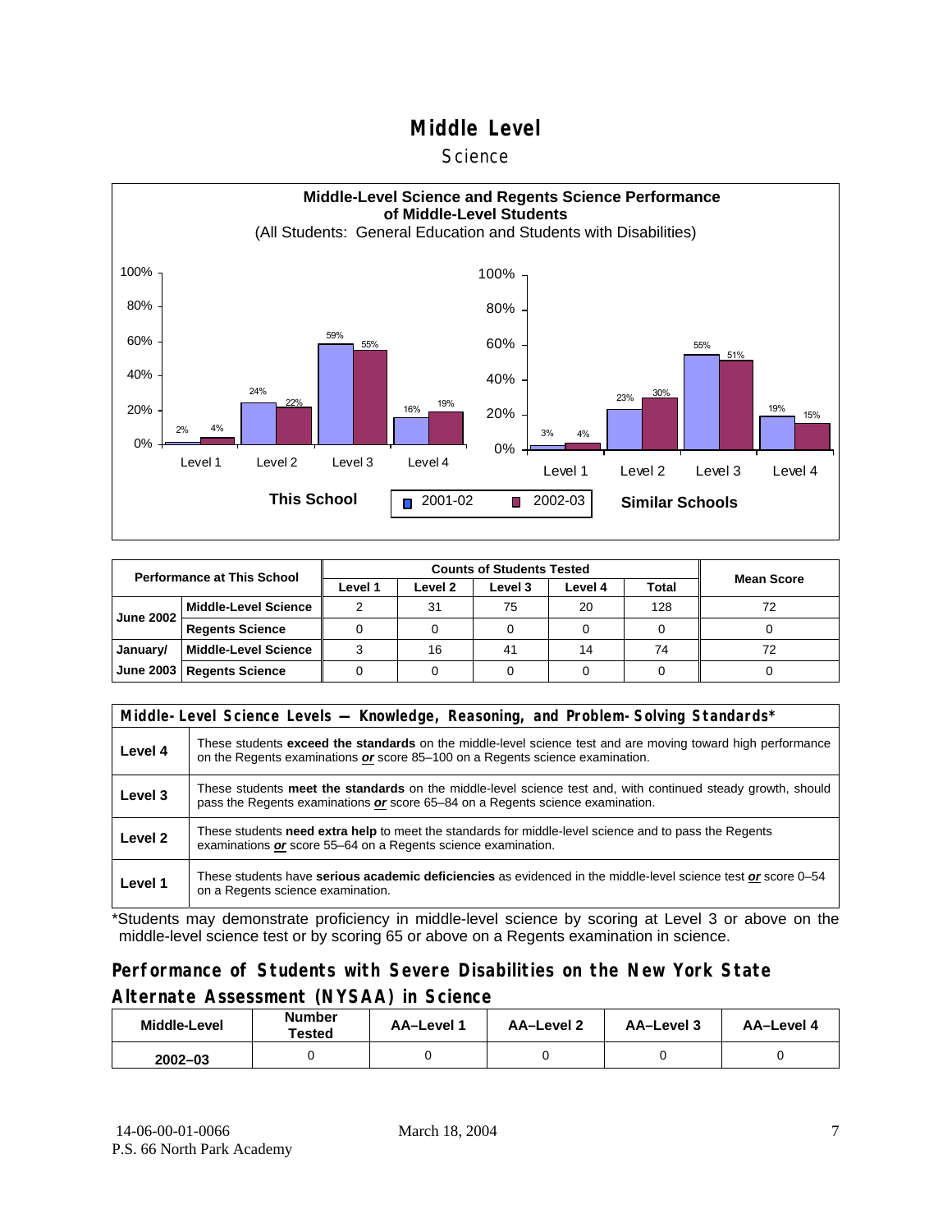# Middle Level

## Science

**Middle-Level Science and Regents Science Performance of Middle-Level Students**
(All Students: General Education and Students with Disabilities)

**This School**

| | 2001-02 | 2002-03 |
|---|---|---|
| Level 1 | 2% | 4% |
| Level 2 | 24% | 22% |
| Level 3 | 59% | 55% |
| Level 4 | 16% | 19% |

**Similar Schools**

| | 2001-02 | 2002-03 |
|---|---|---|
| Level 1 | 3% | 4% |
| Level 2 | 23% | 30% |
| Level 3 | 55% | 51% |
| Level 4 | 19% | 15% |

| Performance at This School | | Counts of Students Tested | | | | | Mean Score |
|---|---|---|---|---|---|---|---|
| | | Level 1 | Level 2 | Level 3 | Level 4 | Total | |
| June 2002 | Middle-Level Science | 2 | 31 | 75 | 20 | 128 | 72 |
| | Regents Science | 0 | 0 | 0 | 0 | 0 | 0 |
| January/ June 2003 | Middle-Level Science | 3 | 16 | 41 | 14 | 74 | 72 |
| | Regents Science | 0 | 0 | 0 | 0 | 0 | 0 |

| Middle-Level Science Levels — Knowledge, Reasoning, and Problem-Solving Standards* | |
|---|---|
| Level 4 | These students **exceed the standards** on the middle-level science test and are moving toward high performance on the Regents examinations ***or*** score 85–100 on a Regents science examination. |
| Level 3 | These students **meet the standards** on the middle-level science test and, with continued steady growth, should pass the Regents examinations ***or*** score 65–84 on a Regents science examination. |
| Level 2 | These students **need extra help** to meet the standards for middle-level science and to pass the Regents examinations ***or*** score 55–64 on a Regents science examination. |
| Level 1 | These students have **serious academic deficiencies** as evidenced in the middle-level science test ***or*** score 0–54 on a Regents science examination. |

*Students may demonstrate proficiency in middle-level science by scoring at Level 3 or above on the middle-level science test or by scoring 65 or above on a Regents examination in science.

## Performance of Students with Severe Disabilities on the New York State Alternate Assessment (NYSAA) in Science

| Middle-Level | Number Tested | AA–Level 1 | AA–Level 2 | AA–Level 3 | AA–Level 4 |
|---|---|---|---|---|---|
| 2002–03 | 0 | 0 | 0 | 0 | 0 |

14-06-00-01-0066
P.S. 66 North Park Academy

March 18, 2004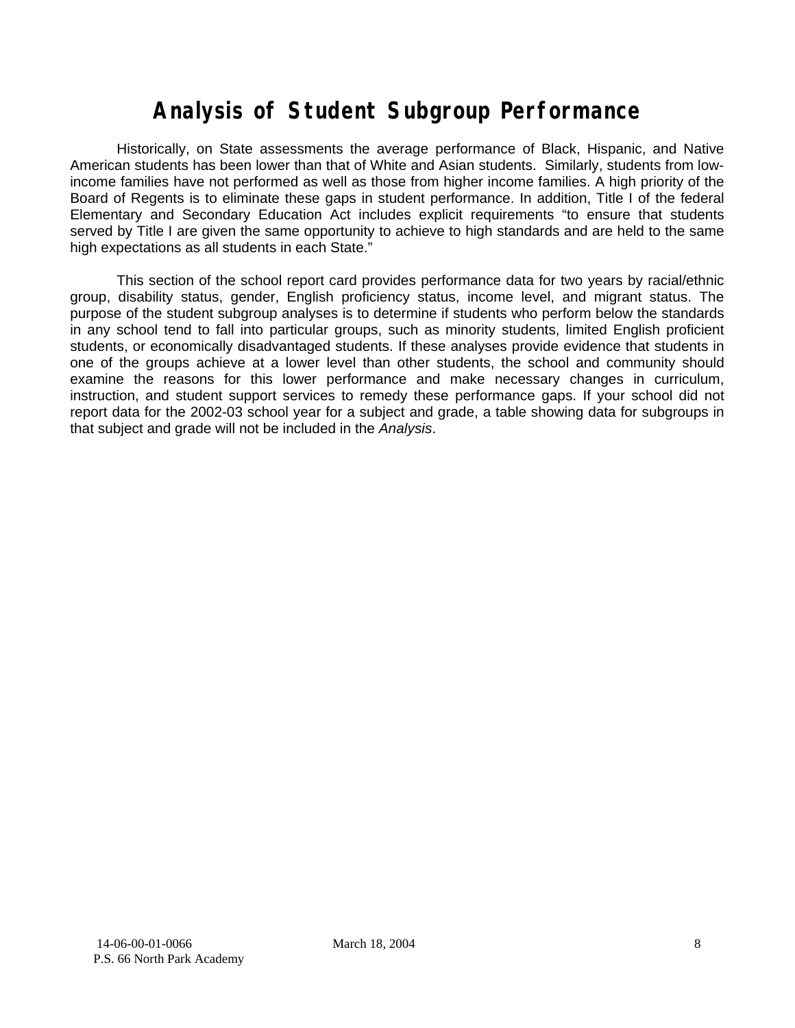# Analysis of Student Subgroup Performance

Historically, on State assessments the average performance of Black, Hispanic, and Native American students has been lower than that of White and Asian students. Similarly, students from low-income families have not performed as well as those from higher income families. A high priority of the Board of Regents is to eliminate these gaps in student performance. In addition, Title I of the federal Elementary and Secondary Education Act includes explicit requirements "to ensure that students served by Title I are given the same opportunity to achieve to high standards and are held to the same high expectations as all students in each State."

This section of the school report card provides performance data for two years by racial/ethnic group, disability status, gender, English proficiency status, income level, and migrant status. The purpose of the student subgroup analyses is to determine if students who perform below the standards in any school tend to fall into particular groups, such as minority students, limited English proficient students, or economically disadvantaged students. If these analyses provide evidence that students in one of the groups achieve at a lower level than other students, the school and community should examine the reasons for this lower performance and make necessary changes in curriculum, instruction, and student support services to remedy these performance gaps. If your school did not report data for the 2002-03 school year for a subject and grade, a table showing data for subgroups in that subject and grade will not be included in the *Analysis*.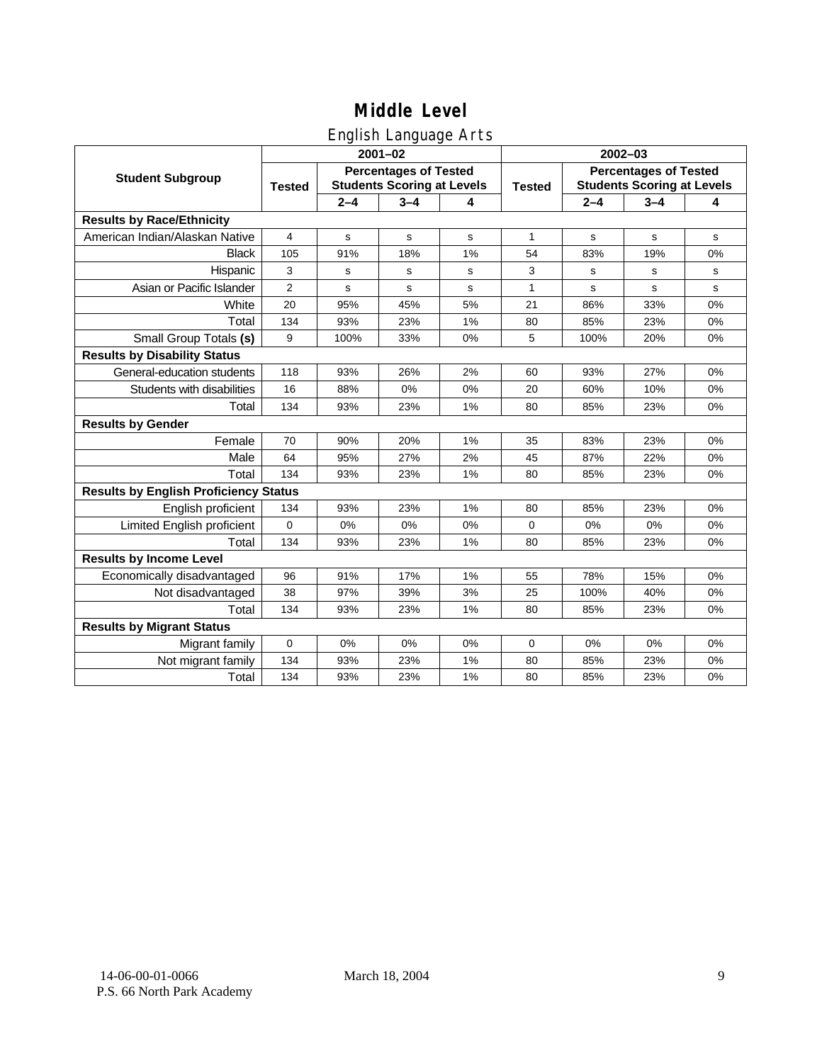# Middle Level

## English Language Arts

| Student Subgroup | 2001–02 | | | | 2002–03 | | | |
|---|---|---|---|---|---|---|---|---|
| | Tested | Percentages of Tested Students Scoring at Levels | | | Tested | Percentages of Tested Students Scoring at Levels | | |
| | | 2–4 | 3–4 | 4 | | 2–4 | 3–4 | 4 |
| **Results by Race/Ethnicity** | | | | | | | | |
| American Indian/Alaskan Native | 4 | s | s | s | 1 | s | s | s |
| Black | 105 | 91% | 18% | 1% | 54 | 83% | 19% | 0% |
| Hispanic | 3 | s | s | s | 3 | s | s | s |
| Asian or Pacific Islander | 2 | s | s | s | 1 | s | s | s |
| White | 20 | 95% | 45% | 5% | 21 | 86% | 33% | 0% |
| Total | 134 | 93% | 23% | 1% | 80 | 85% | 23% | 0% |
| Small Group Totals **(s)** | 9 | 100% | 33% | 0% | 5 | 100% | 20% | 0% |
| **Results by Disability Status** | | | | | | | | |
| General-education students | 118 | 93% | 26% | 2% | 60 | 93% | 27% | 0% |
| Students with disabilities | 16 | 88% | 0% | 0% | 20 | 60% | 10% | 0% |
| Total | 134 | 93% | 23% | 1% | 80 | 85% | 23% | 0% |
| **Results by Gender** | | | | | | | | |
| Female | 70 | 90% | 20% | 1% | 35 | 83% | 23% | 0% |
| Male | 64 | 95% | 27% | 2% | 45 | 87% | 22% | 0% |
| Total | 134 | 93% | 23% | 1% | 80 | 85% | 23% | 0% |
| **Results by English Proficiency Status** | | | | | | | | |
| English proficient | 134 | 93% | 23% | 1% | 80 | 85% | 23% | 0% |
| Limited English proficient | 0 | 0% | 0% | 0% | 0 | 0% | 0% | 0% |
| Total | 134 | 93% | 23% | 1% | 80 | 85% | 23% | 0% |
| **Results by Income Level** | | | | | | | | |
| Economically disadvantaged | 96 | 91% | 17% | 1% | 55 | 78% | 15% | 0% |
| Not disadvantaged | 38 | 97% | 39% | 3% | 25 | 100% | 40% | 0% |
| Total | 134 | 93% | 23% | 1% | 80 | 85% | 23% | 0% |
| **Results by Migrant Status** | | | | | | | | |
| Migrant family | 0 | 0% | 0% | 0% | 0 | 0% | 0% | 0% |
| Not migrant family | 134 | 93% | 23% | 1% | 80 | 85% | 23% | 0% |
| Total | 134 | 93% | 23% | 1% | 80 | 85% | 23% | 0% |

14-06-00-01-0066 March 18, 2004
P.S. 66 North Park Academy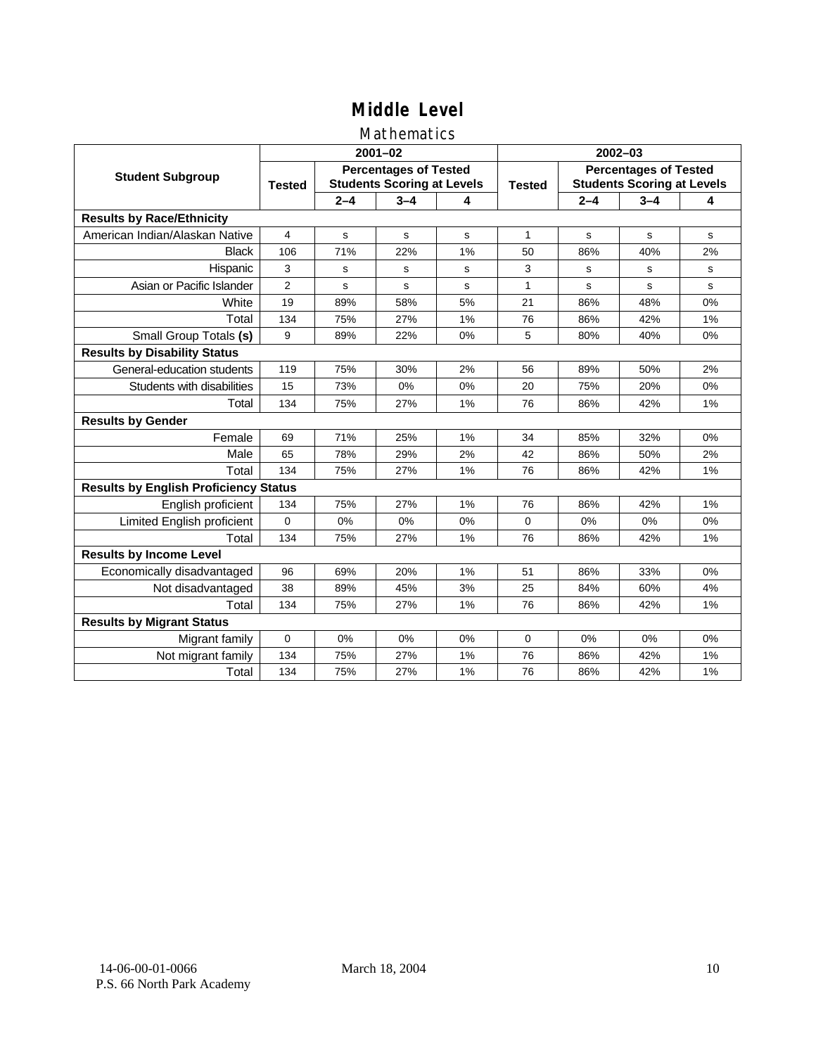# Middle Level

## Mathematics

| Student Subgroup | 2001–02 | | | | 2002–03 | | | |
|---|---|---|---|---|---|---|---|---|
| | Tested | Percentages of Tested Students Scoring at Levels | | | Tested | Percentages of Tested Students Scoring at Levels | | |
| | | 2–4 | 3–4 | 4 | | 2–4 | 3–4 | 4 |
| **Results by Race/Ethnicity** | | | | | | | | |
| American Indian/Alaskan Native | 4 | s | s | s | 1 | s | s | s |
| Black | 106 | 71% | 22% | 1% | 50 | 86% | 40% | 2% |
| Hispanic | 3 | s | s | s | 3 | s | s | s |
| Asian or Pacific Islander | 2 | s | s | s | 1 | s | s | s |
| White | 19 | 89% | 58% | 5% | 21 | 86% | 48% | 0% |
| Total | 134 | 75% | 27% | 1% | 76 | 86% | 42% | 1% |
| Small Group Totals **(s)** | 9 | 89% | 22% | 0% | 5 | 80% | 40% | 0% |
| **Results by Disability Status** | | | | | | | | |
| General-education students | 119 | 75% | 30% | 2% | 56 | 89% | 50% | 2% |
| Students with disabilities | 15 | 73% | 0% | 0% | 20 | 75% | 20% | 0% |
| Total | 134 | 75% | 27% | 1% | 76 | 86% | 42% | 1% |
| **Results by Gender** | | | | | | | | |
| Female | 69 | 71% | 25% | 1% | 34 | 85% | 32% | 0% |
| Male | 65 | 78% | 29% | 2% | 42 | 86% | 50% | 2% |
| Total | 134 | 75% | 27% | 1% | 76 | 86% | 42% | 1% |
| **Results by English Proficiency Status** | | | | | | | | |
| English proficient | 134 | 75% | 27% | 1% | 76 | 86% | 42% | 1% |
| Limited English proficient | 0 | 0% | 0% | 0% | 0 | 0% | 0% | 0% |
| Total | 134 | 75% | 27% | 1% | 76 | 86% | 42% | 1% |
| **Results by Income Level** | | | | | | | | |
| Economically disadvantaged | 96 | 69% | 20% | 1% | 51 | 86% | 33% | 0% |
| Not disadvantaged | 38 | 89% | 45% | 3% | 25 | 84% | 60% | 4% |
| Total | 134 | 75% | 27% | 1% | 76 | 86% | 42% | 1% |
| **Results by Migrant Status** | | | | | | | | |
| Migrant family | 0 | 0% | 0% | 0% | 0 | 0% | 0% | 0% |
| Not migrant family | 134 | 75% | 27% | 1% | 76 | 86% | 42% | 1% |
| Total | 134 | 75% | 27% | 1% | 76 | 86% | 42% | 1% |

14-06-00-01-0066
P.S. 66 North Park Academy

March 18, 2004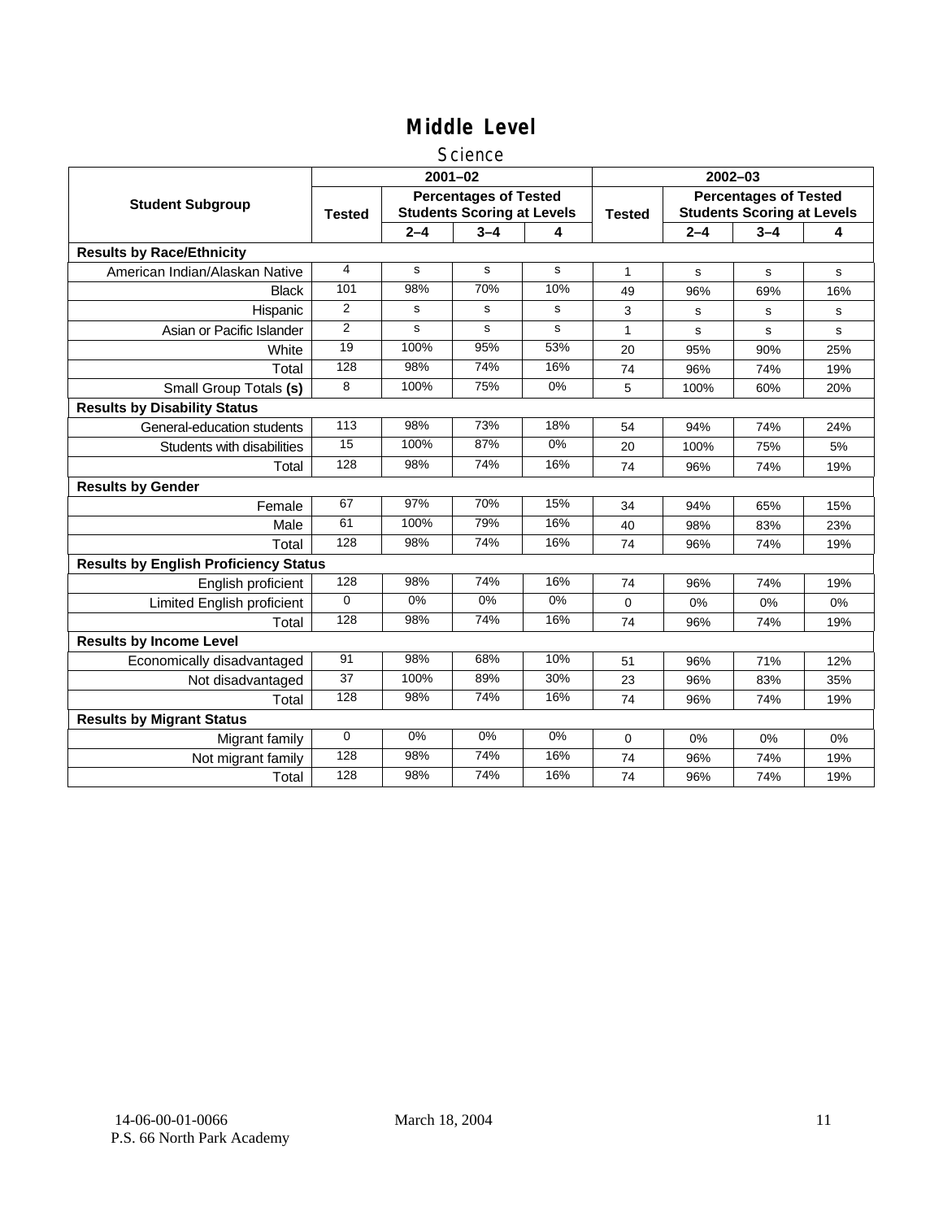# Middle Level

## Science

| Student Subgroup | 2001–02 | | | | 2002–03 | | | |
|---|---|---|---|---|---|---|---|---|
| | Tested | Percentages of Tested Students Scoring at Levels | | | Tested | Percentages of Tested Students Scoring at Levels | | |
| | | 2–4 | 3–4 | 4 | | 2–4 | 3–4 | 4 |
| **Results by Race/Ethnicity** | | | | | | | | |
| American Indian/Alaskan Native | 4 | s | s | s | 1 | s | s | s |
| Black | 101 | 98% | 70% | 10% | 49 | 96% | 69% | 16% |
| Hispanic | 2 | s | s | s | 3 | s | s | s |
| Asian or Pacific Islander | 2 | s | s | s | 1 | s | s | s |
| White | 19 | 100% | 95% | 53% | 20 | 95% | 90% | 25% |
| Total | 128 | 98% | 74% | 16% | 74 | 96% | 74% | 19% |
| Small Group Totals **(s)** | 8 | 100% | 75% | 0% | 5 | 100% | 60% | 20% |
| **Results by Disability Status** | | | | | | | | |
| General-education students | 113 | 98% | 73% | 18% | 54 | 94% | 74% | 24% |
| Students with disabilities | 15 | 100% | 87% | 0% | 20 | 100% | 75% | 5% |
| Total | 128 | 98% | 74% | 16% | 74 | 96% | 74% | 19% |
| **Results by Gender** | | | | | | | | |
| Female | 67 | 97% | 70% | 15% | 34 | 94% | 65% | 15% |
| Male | 61 | 100% | 79% | 16% | 40 | 98% | 83% | 23% |
| Total | 128 | 98% | 74% | 16% | 74 | 96% | 74% | 19% |
| **Results by English Proficiency Status** | | | | | | | | |
| English proficient | 128 | 98% | 74% | 16% | 74 | 96% | 74% | 19% |
| Limited English proficient | 0 | 0% | 0% | 0% | 0 | 0% | 0% | 0% |
| Total | 128 | 98% | 74% | 16% | 74 | 96% | 74% | 19% |
| **Results by Income Level** | | | | | | | | |
| Economically disadvantaged | 91 | 98% | 68% | 10% | 51 | 96% | 71% | 12% |
| Not disadvantaged | 37 | 100% | 89% | 30% | 23 | 96% | 83% | 35% |
| Total | 128 | 98% | 74% | 16% | 74 | 96% | 74% | 19% |
| **Results by Migrant Status** | | | | | | | | |
| Migrant family | 0 | 0% | 0% | 0% | 0 | 0% | 0% | 0% |
| Not migrant family | 128 | 98% | 74% | 16% | 74 | 96% | 74% | 19% |
| Total | 128 | 98% | 74% | 16% | 74 | 96% | 74% | 19% |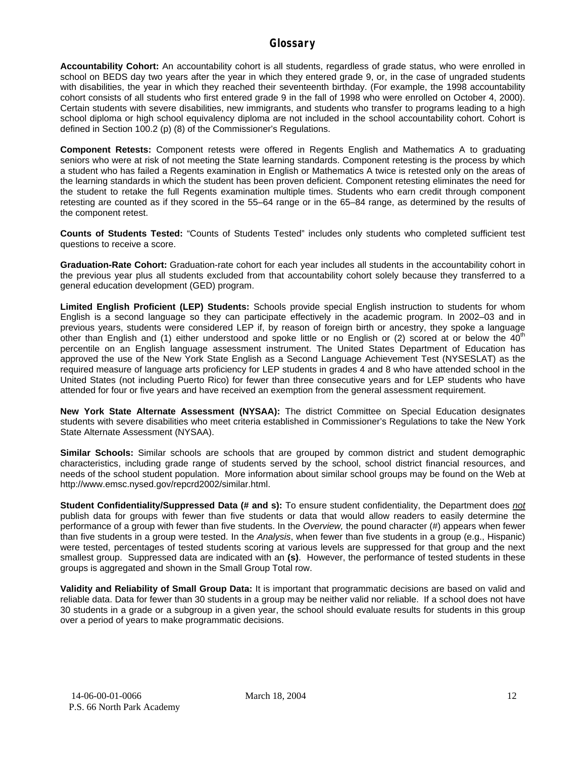## Glossary

**Accountability Cohort:** An accountability cohort is all students, regardless of grade status, who were enrolled in school on BEDS day two years after the year in which they entered grade 9, or, in the case of ungraded students with disabilities, the year in which they reached their seventeenth birthday. (For example, the 1998 accountability cohort consists of all students who first entered grade 9 in the fall of 1998 who were enrolled on October 4, 2000). Certain students with severe disabilities, new immigrants, and students who transfer to programs leading to a high school diploma or high school equivalency diploma are not included in the school accountability cohort. Cohort is defined in Section 100.2 (p) (8) of the Commissioner's Regulations.

**Component Retests:** Component retests were offered in Regents English and Mathematics A to graduating seniors who were at risk of not meeting the State learning standards. Component retesting is the process by which a student who has failed a Regents examination in English or Mathematics A twice is retested only on the areas of the learning standards in which the student has been proven deficient. Component retesting eliminates the need for the student to retake the full Regents examination multiple times. Students who earn credit through component retesting are counted as if they scored in the 55–64 range or in the 65–84 range, as determined by the results of the component retest.

**Counts of Students Tested:** "Counts of Students Tested" includes only students who completed sufficient test questions to receive a score.

**Graduation-Rate Cohort:** Graduation-rate cohort for each year includes all students in the accountability cohort in the previous year plus all students excluded from that accountability cohort solely because they transferred to a general education development (GED) program.

**Limited English Proficient (LEP) Students:** Schools provide special English instruction to students for whom English is a second language so they can participate effectively in the academic program. In 2002–03 and in previous years, students were considered LEP if, by reason of foreign birth or ancestry, they spoke a language other than English and (1) either understood and spoke little or no English or (2) scored at or below the 40th percentile on an English language assessment instrument. The United States Department of Education has approved the use of the New York State English as a Second Language Achievement Test (NYSESLAT) as the required measure of language arts proficiency for LEP students in grades 4 and 8 who have attended school in the United States (not including Puerto Rico) for fewer than three consecutive years and for LEP students who have attended for four or five years and have received an exemption from the general assessment requirement.

**New York State Alternate Assessment (NYSAA):** The district Committee on Special Education designates students with severe disabilities who meet criteria established in Commissioner's Regulations to take the New York State Alternate Assessment (NYSAA).

**Similar Schools:** Similar schools are schools that are grouped by common district and student demographic characteristics, including grade range of students served by the school, school district financial resources, and needs of the school student population. More information about similar school groups may be found on the Web at http://www.emsc.nysed.gov/repcrd2002/similar.html.

**Student Confidentiality/Suppressed Data (# and s):** To ensure student confidentiality, the Department does *not* publish data for groups with fewer than five students or data that would allow readers to easily determine the performance of a group with fewer than five students. In the *Overview,* the pound character (#) appears when fewer than five students in a group were tested. In the *Analysis*, when fewer than five students in a group (e.g., Hispanic) were tested, percentages of tested students scoring at various levels are suppressed for that group and the next smallest group. Suppressed data are indicated with an **(s)**. However, the performance of tested students in these groups is aggregated and shown in the Small Group Total row.

**Validity and Reliability of Small Group Data:** It is important that programmatic decisions are based on valid and reliable data. Data for fewer than 30 students in a group may be neither valid nor reliable. If a school does not have 30 students in a grade or a subgroup in a given year, the school should evaluate results for students in this group over a period of years to make programmatic decisions.